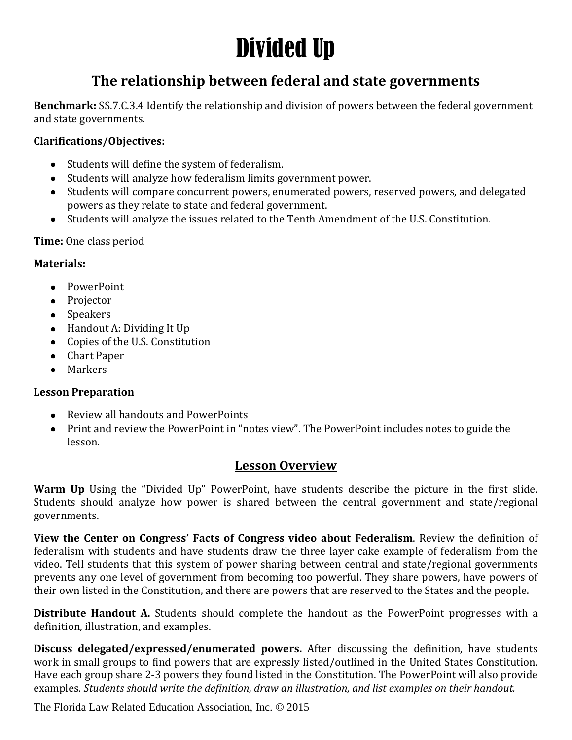# Divided Up

## The relationship between federal and state governments

**Benchmark:** SS.7.C.3.4 Identify the relationship and division of powers between the federal government and state governments.

**Clarifications/Objectives:**

- Students will define the system of federalism.
- Students will analyze how federalism limits government power.
- Students will compare concurrent powers, enumerated powers, reserved powers, and delegated powers as they relate to state and federal government.
- Students will analyze the issues related to the Tenth Amendment of the U.S. Constitution.

**Time:** One class period

**Materials:**

- PowerPoint
- Projector
- Speakers
- Handout A: Dividing It Up
- Copies of the U.S. Constitution
- Chart Paper
- Markers

**Lesson Preparation**

- Review all handouts and PowerPoints
- Print and review the PowerPoint in "notes view". The PowerPoint includes notes to guide the lesson.

### Lesson Overview

**Warm Up** Using the "Divided Up" PowerPoint, have students describe the picture in the first slide. Students should analyze how power is shared between the central government and state/regional governments.

**View the Center on Congress' Facts of Congress video about Federalism**. Review the definition of federalism with students and have students draw the three layer cake example of federalism from the video. Tell students that this system of power sharing between central and state/regional governments prevents any one level of government from becoming too powerful. They share powers, have powers of their own listed in the Constitution, and there are powers that are reserved to the States and the people.

**Distribute Handout A.** Students should complete the handout as the PowerPoint progresses with a definition, illustration, and examples.

**Discuss delegated/expressed/enumerated powers.** After discussing the definition, have students work in small groups to find powers that are expressly listed/outlined in the United States Constitution. Have each group share 2-3 powers they found listed in the Constitution. The PowerPoint will also provide examples. *Students should write the definition, draw an illustration, and list examples on their handout.*

The Florida Law Related Education Association, Inc. © 2015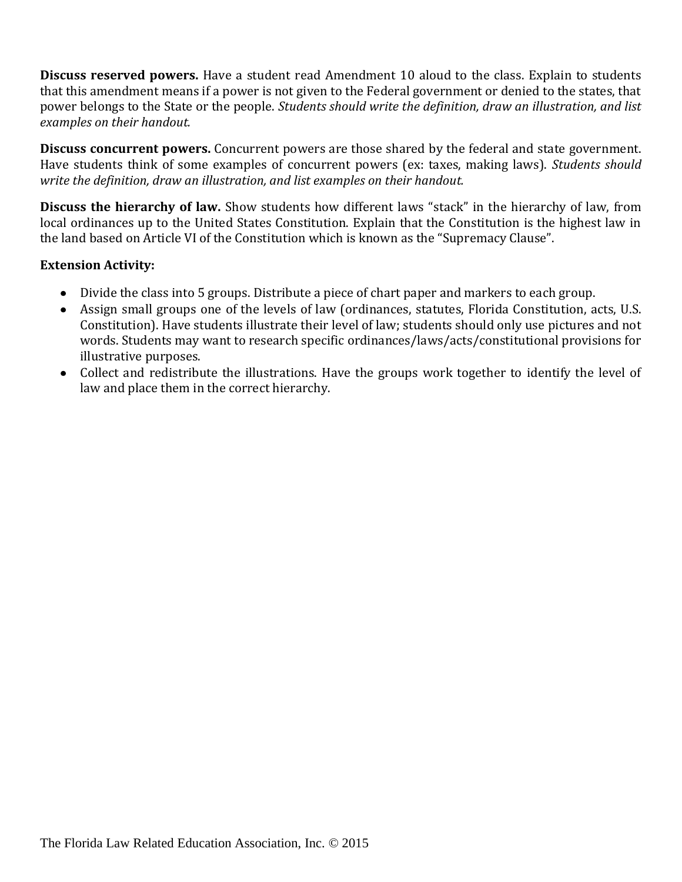**Discuss reserved powers.** Have a student read Amendment 10 aloud to the class. Explain to students that this amendment means if a power is not given to the Federal government or denied to the states, that power belongs to the State or the people. *Students should write the definition, draw an illustration, and list examples on their handout.*

**Discuss concurrent powers.** Concurrent powers are those shared by the federal and state government. Have students think of some examples of concurrent powers (ex: taxes, making laws). *Students should write the definition, draw an illustration, and list examples on their handout.*

**Discuss the hierarchy of law.** Show students how different laws "stack" in the hierarchy of law, from local ordinances up to the United States Constitution. Explain that the Constitution is the highest law in the land based on Article VI of the Constitution which is known as the "Supremacy Clause".

**Extension Activity:**

- Divide the class into 5 groups. Distribute a piece of chart paper and markers to each group.
- Assign small groups one of the levels of law (ordinances, statutes, Florida Constitution, acts, U.S. Constitution). Have students illustrate their level of law; students should only use pictures and not words. Students may want to research specific ordinances/laws/acts/constitutional provisions for illustrative purposes.
- Collect and redistribute the illustrations. Have the groups work together to identify the level of law and place them in the correct hierarchy.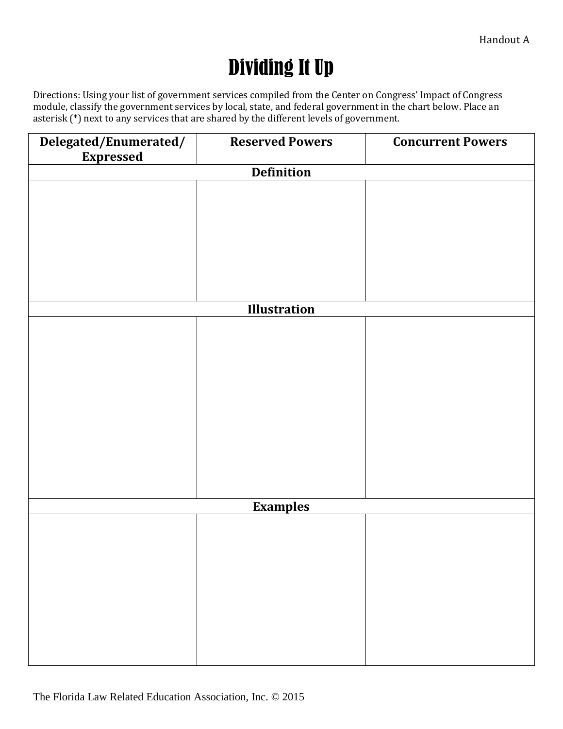Handout A

# Dividing It Up

Directions: Using your list of government services compiled from the Center on Congress' Impact of Congress module, classify the government services by local, state, and federal government in the chart below. Place an asterisk (*) next to any services that are shared by the different levels of government.

| Delegated/Enumerated/ Expressed | Reserved Powers | Concurrent Powers |
| --- | --- | --- |
| **Definition** | | |
| | | |
| **Illustration** | | |
| | | |
| **Examples** | | |
| | | |

The Florida Law Related Education Association, Inc. © 2015